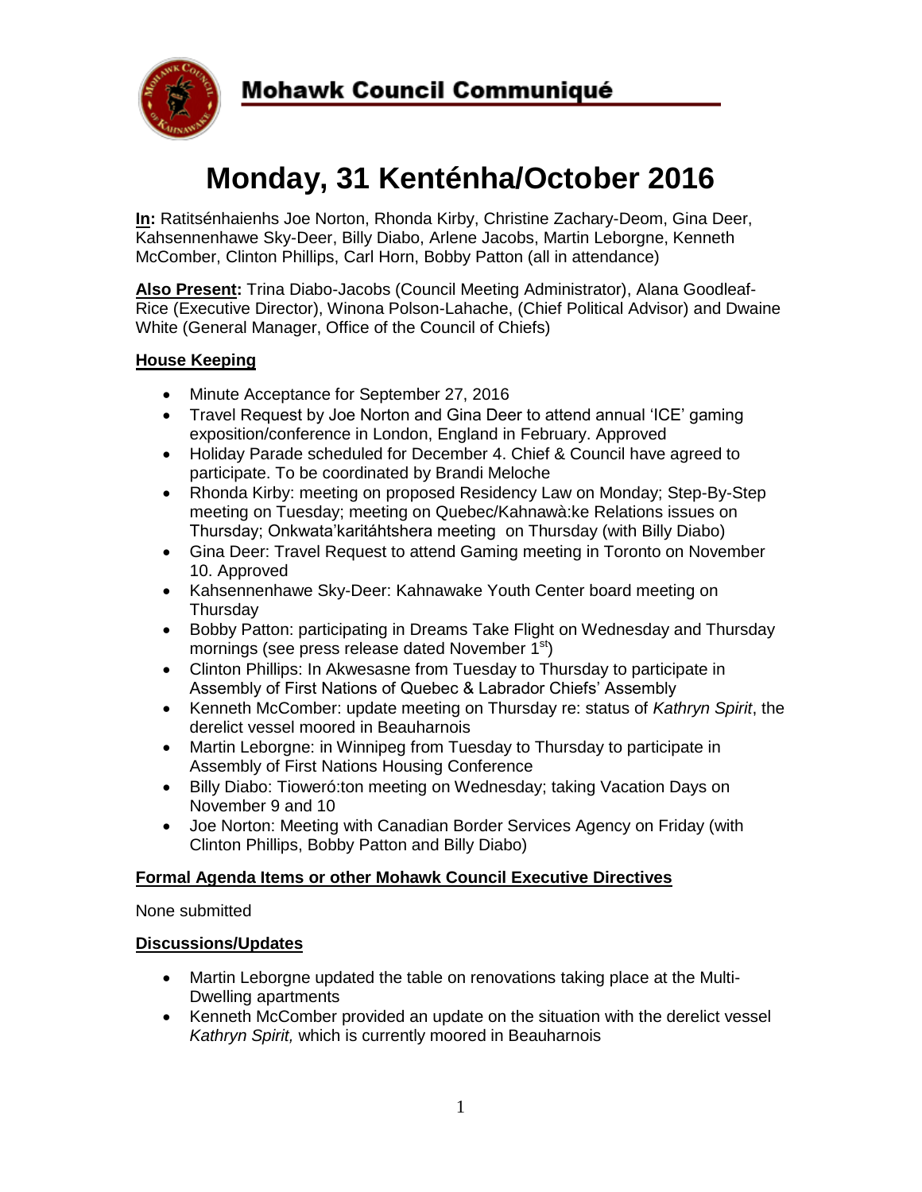**Mohawk Council Communiqué**

# Monday, 31 Kenténha/October 2016

**In:** Ratitsénhaienhs Joe Norton, Rhonda Kirby, Christine Zachary-Deom, Gina Deer, Kahsennenhawe Sky-Deer, Billy Diabo, Arlene Jacobs, Martin Leborgne, Kenneth McComber, Clinton Phillips, Carl Horn, Bobby Patton (all in attendance)

**Also Present:** Trina Diabo-Jacobs (Council Meeting Administrator), Alana Goodleaf-Rice (Executive Director), Winona Polson-Lahache, (Chief Political Advisor) and Dwaine White (General Manager, Office of the Council of Chiefs)

## House Keeping

- Minute Acceptance for September 27, 2016
- Travel Request by Joe Norton and Gina Deer to attend annual 'ICE' gaming exposition/conference in London, England in February. Approved
- Holiday Parade scheduled for December 4. Chief & Council have agreed to participate. To be coordinated by Brandi Meloche
- Rhonda Kirby: meeting on proposed Residency Law on Monday; Step-By-Step meeting on Tuesday; meeting on Quebec/Kahnawà:ke Relations issues on Thursday; Onkwata'karitáhtshera meeting on Thursday (with Billy Diabo)
- Gina Deer: Travel Request to attend Gaming meeting in Toronto on November 10. Approved
- Kahsennenhawe Sky-Deer: Kahnawake Youth Center board meeting on Thursday
- Bobby Patton: participating in Dreams Take Flight on Wednesday and Thursday mornings (see press release dated November 1st)
- Clinton Phillips: In Akwesasne from Tuesday to Thursday to participate in Assembly of First Nations of Quebec & Labrador Chiefs' Assembly
- Kenneth McComber: update meeting on Thursday re: status of *Kathryn Spirit*, the derelict vessel moored in Beauharnois
- Martin Leborgne: in Winnipeg from Tuesday to Thursday to participate in Assembly of First Nations Housing Conference
- Billy Diabo: Tioweró:ton meeting on Wednesday; taking Vacation Days on November 9 and 10
- Joe Norton: Meeting with Canadian Border Services Agency on Friday (with Clinton Phillips, Bobby Patton and Billy Diabo)

## Formal Agenda Items or other Mohawk Council Executive Directives

None submitted

## Discussions/Updates

- Martin Leborgne updated the table on renovations taking place at the Multi-Dwelling apartments
- Kenneth McComber provided an update on the situation with the derelict vessel *Kathryn Spirit,* which is currently moored in Beauharnois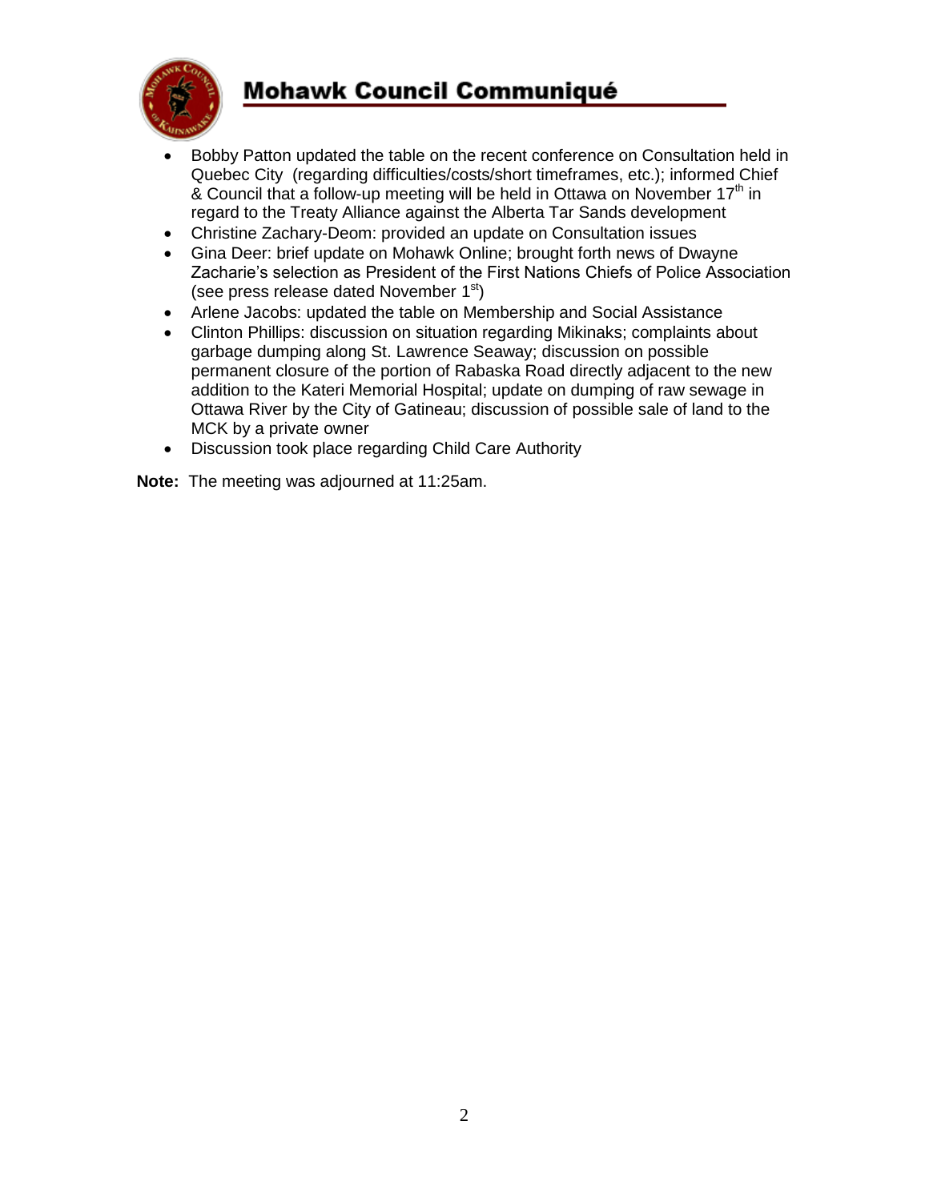- Bobby Patton updated the table on the recent conference on Consultation held in Quebec City (regarding difficulties/costs/short timeframes, etc.); informed Chief & Council that a follow-up meeting will be held in Ottawa on November 17th in regard to the Treaty Alliance against the Alberta Tar Sands development
- Christine Zachary-Deom: provided an update on Consultation issues
- Gina Deer: brief update on Mohawk Online; brought forth news of Dwayne Zacharie's selection as President of the First Nations Chiefs of Police Association (see press release dated November 1st)
- Arlene Jacobs: updated the table on Membership and Social Assistance
- Clinton Phillips: discussion on situation regarding Mikinaks; complaints about garbage dumping along St. Lawrence Seaway; discussion on possible permanent closure of the portion of Rabaska Road directly adjacent to the new addition to the Kateri Memorial Hospital; update on dumping of raw sewage in Ottawa River by the City of Gatineau; discussion of possible sale of land to the MCK by a private owner
- Discussion took place regarding Child Care Authority

**Note:** The meeting was adjourned at 11:25am.